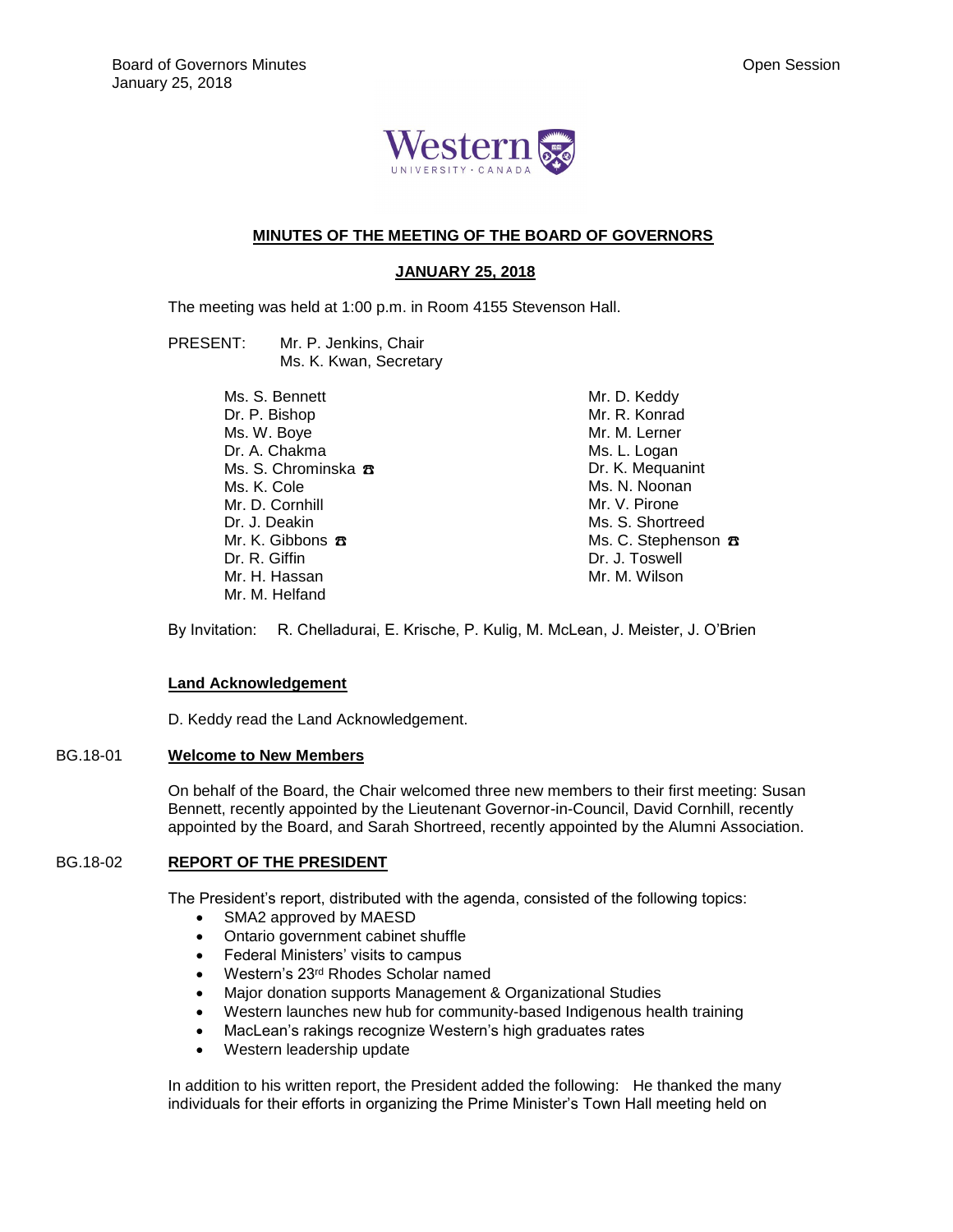# MINUTES OF THE MEETING OF THE BOARD OF GOVERNORS

## JANUARY 25, 2018

The meeting was held at 1:00 p.m. in Room 4155 Stevenson Hall.

PRESENT: Mr. P. Jenkins, Chair
Ms. K. Kwan, Secretary

Ms. S. Bennett
Dr. P. Bishop
Ms. W. Boye
Dr. A. Chakma
Ms. S. Chrominska ☎
Ms. K. Cole
Mr. D. Cornhill
Dr. J. Deakin
Mr. K. Gibbons ☎
Dr. R. Giffin
Mr. H. Hassan
Mr. M. Helfand
Mr. D. Keddy
Mr. R. Konrad
Mr. M. Lerner
Ms. L. Logan
Dr. K. Mequanint
Ms. N. Noonan
Mr. V. Pirone
Ms. S. Shortreed
Ms. C. Stephenson ☎
Dr. J. Toswell
Mr. M. Wilson

By Invitation: R. Chelladurai, E. Krische, P. Kulig, M. McLean, J. Meister, J. O'Brien

### Land Acknowledgement

D. Keddy read the Land Acknowledgement.

### BG.18-01 Welcome to New Members

On behalf of the Board, the Chair welcomed three new members to their first meeting: Susan Bennett, recently appointed by the Lieutenant Governor-in-Council, David Cornhill, recently appointed by the Board, and Sarah Shortreed, recently appointed by the Alumni Association.

### BG.18-02 REPORT OF THE PRESIDENT

The President's report, distributed with the agenda, consisted of the following topics:

- SMA2 approved by MAESD
- Ontario government cabinet shuffle
- Federal Ministers' visits to campus
- Western's 23rd Rhodes Scholar named
- Major donation supports Management & Organizational Studies
- Western launches new hub for community-based Indigenous health training
- MacLean's rakings recognize Western's high graduates rates
- Western leadership update

In addition to his written report, the President added the following: He thanked the many individuals for their efforts in organizing the Prime Minister's Town Hall meeting held on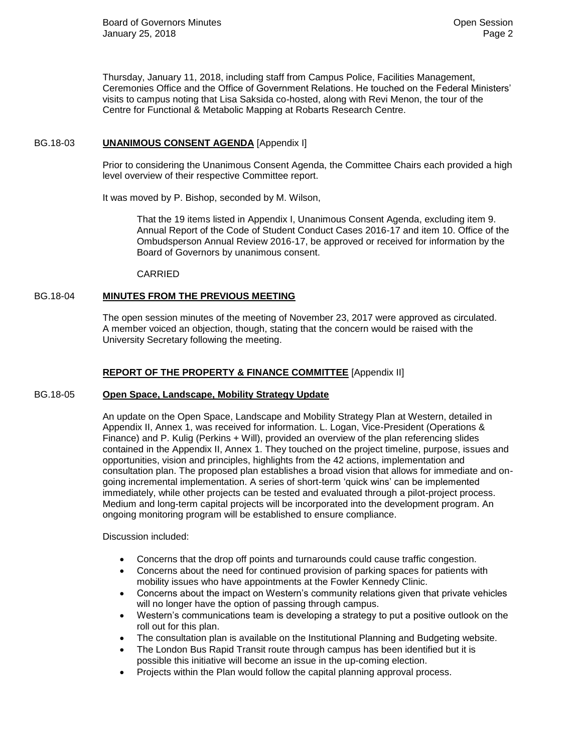Thursday, January 11, 2018, including staff from Campus Police, Facilities Management, Ceremonies Office and the Office of Government Relations. He touched on the Federal Ministers' visits to campus noting that Lisa Saksida co-hosted, along with Revi Menon, the tour of the Centre for Functional & Metabolic Mapping at Robarts Research Centre.

## BG.18-03 **UNANIMOUS CONSENT AGENDA** [Appendix I]

Prior to considering the Unanimous Consent Agenda, the Committee Chairs each provided a high level overview of their respective Committee report.

It was moved by P. Bishop, seconded by M. Wilson,

> That the 19 items listed in Appendix I, Unanimous Consent Agenda, excluding item 9. Annual Report of the Code of Student Conduct Cases 2016-17 and item 10. Office of the Ombudsperson Annual Review 2016-17, be approved or received for information by the Board of Governors by unanimous consent.
>
> CARRIED

## BG.18-04 **MINUTES FROM THE PREVIOUS MEETING**

The open session minutes of the meeting of November 23, 2017 were approved as circulated. A member voiced an objection, though, stating that the concern would be raised with the University Secretary following the meeting.

## **REPORT OF THE PROPERTY & FINANCE COMMITTEE** [Appendix II]

## BG.18-05 **Open Space, Landscape, Mobility Strategy Update**

An update on the Open Space, Landscape and Mobility Strategy Plan at Western, detailed in Appendix II, Annex 1, was received for information. L. Logan, Vice-President (Operations & Finance) and P. Kulig (Perkins + Will), provided an overview of the plan referencing slides contained in the Appendix II, Annex 1. They touched on the project timeline, purpose, issues and opportunities, vision and principles, highlights from the 42 actions, implementation and consultation plan. The proposed plan establishes a broad vision that allows for immediate and on-going incremental implementation. A series of short-term 'quick wins' can be implemented immediately, while other projects can be tested and evaluated through a pilot-project process. Medium and long-term capital projects will be incorporated into the development program. An ongoing monitoring program will be established to ensure compliance.

Discussion included:

- Concerns that the drop off points and turnarounds could cause traffic congestion.
- Concerns about the need for continued provision of parking spaces for patients with mobility issues who have appointments at the Fowler Kennedy Clinic.
- Concerns about the impact on Western's community relations given that private vehicles will no longer have the option of passing through campus.
- Western's communications team is developing a strategy to put a positive outlook on the roll out for this plan.
- The consultation plan is available on the Institutional Planning and Budgeting website.
- The London Bus Rapid Transit route through campus has been identified but it is possible this initiative will become an issue in the up-coming election.
- Projects within the Plan would follow the capital planning approval process.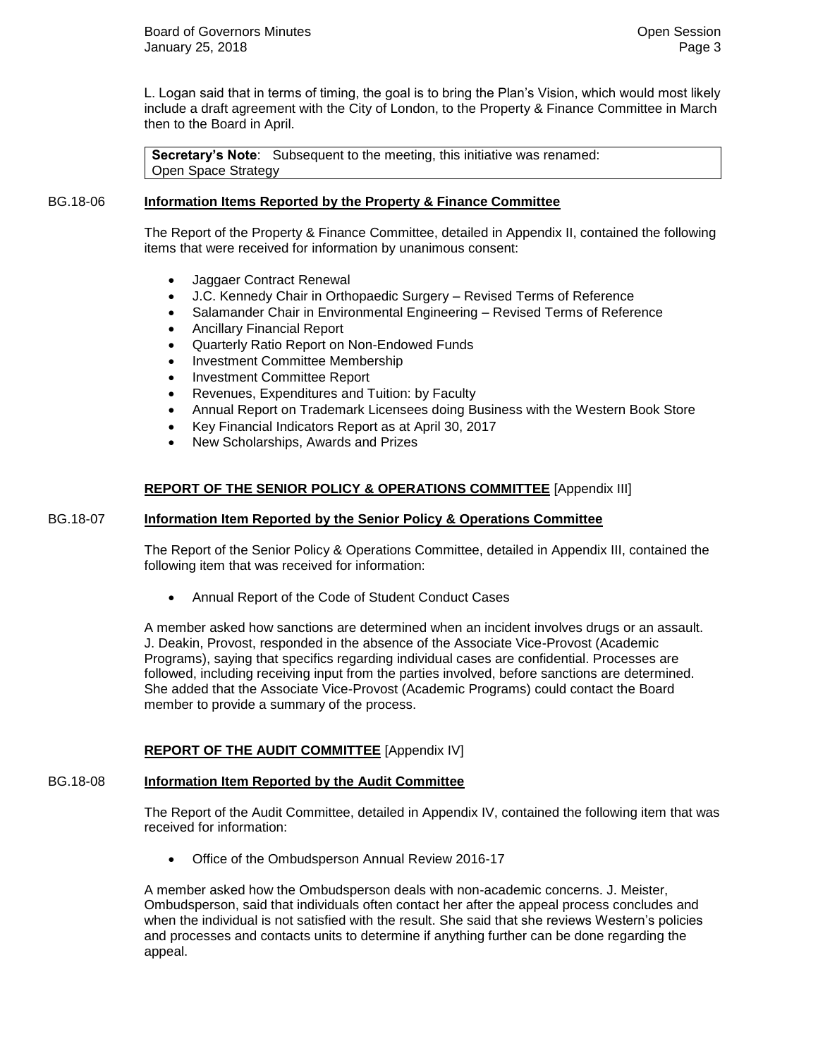L. Logan said that in terms of timing, the goal is to bring the Plan's Vision, which would most likely include a draft agreement with the City of London, to the Property & Finance Committee in March then to the Board in April.

> **Secretary's Note**: Subsequent to the meeting, this initiative was renamed: Open Space Strategy

BG.18-06 **Information Items Reported by the Property & Finance Committee**

The Report of the Property & Finance Committee, detailed in Appendix II, contained the following items that were received for information by unanimous consent:

- Jaggaer Contract Renewal
- J.C. Kennedy Chair in Orthopaedic Surgery – Revised Terms of Reference
- Salamander Chair in Environmental Engineering – Revised Terms of Reference
- Ancillary Financial Report
- Quarterly Ratio Report on Non-Endowed Funds
- Investment Committee Membership
- Investment Committee Report
- Revenues, Expenditures and Tuition: by Faculty
- Annual Report on Trademark Licensees doing Business with the Western Book Store
- Key Financial Indicators Report as at April 30, 2017
- New Scholarships, Awards and Prizes

## REPORT OF THE SENIOR POLICY & OPERATIONS COMMITTEE [Appendix III]

BG.18-07 **Information Item Reported by the Senior Policy & Operations Committee**

The Report of the Senior Policy & Operations Committee, detailed in Appendix III, contained the following item that was received for information:

- Annual Report of the Code of Student Conduct Cases

A member asked how sanctions are determined when an incident involves drugs or an assault. J. Deakin, Provost, responded in the absence of the Associate Vice-Provost (Academic Programs), saying that specifics regarding individual cases are confidential. Processes are followed, including receiving input from the parties involved, before sanctions are determined. She added that the Associate Vice-Provost (Academic Programs) could contact the Board member to provide a summary of the process.

## REPORT OF THE AUDIT COMMITTEE [Appendix IV]

BG.18-08 **Information Item Reported by the Audit Committee**

The Report of the Audit Committee, detailed in Appendix IV, contained the following item that was received for information:

- Office of the Ombudsperson Annual Review 2016-17

A member asked how the Ombudsperson deals with non-academic concerns. J. Meister, Ombudsperson, said that individuals often contact her after the appeal process concludes and when the individual is not satisfied with the result. She said that she reviews Western's policies and processes and contacts units to determine if anything further can be done regarding the appeal.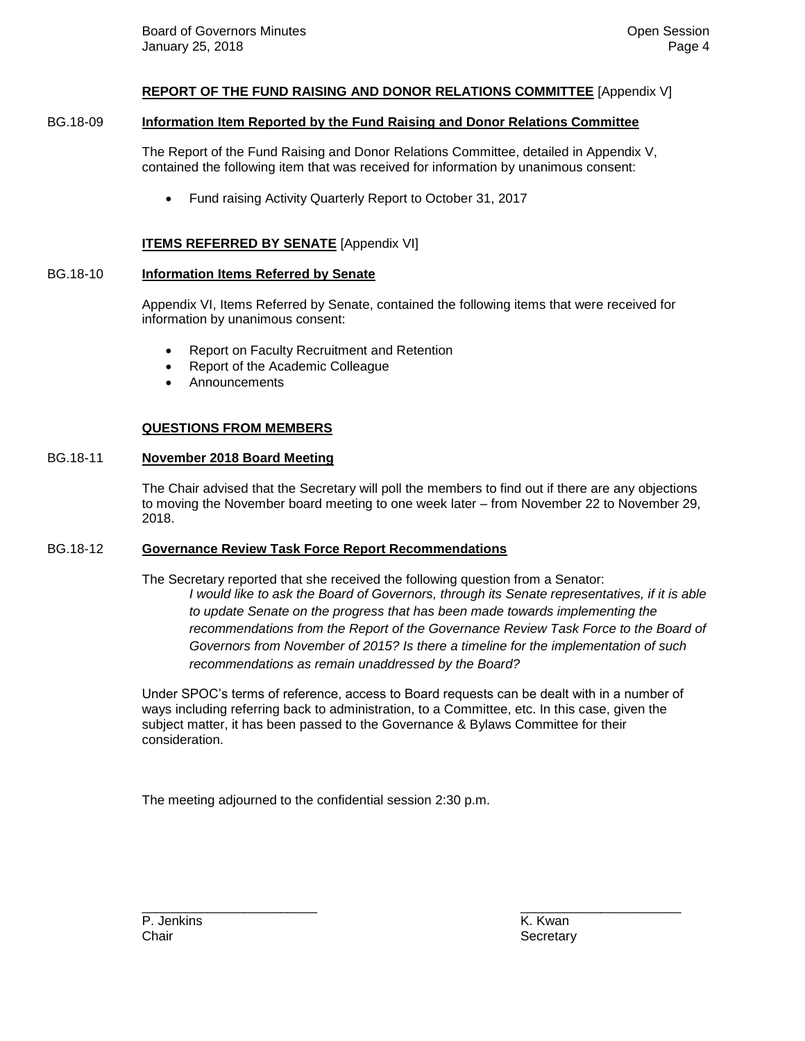**REPORT OF THE FUND RAISING AND DONOR RELATIONS COMMITTEE** [Appendix V]

BG.18-09 **Information Item Reported by the Fund Raising and Donor Relations Committee**

The Report of the Fund Raising and Donor Relations Committee, detailed in Appendix V, contained the following item that was received for information by unanimous consent:

- Fund raising Activity Quarterly Report to October 31, 2017

**ITEMS REFERRED BY SENATE** [Appendix VI]

BG.18-10 **Information Items Referred by Senate**

Appendix VI, Items Referred by Senate, contained the following items that were received for information by unanimous consent:

- Report on Faculty Recruitment and Retention
- Report of the Academic Colleague
- Announcements

**QUESTIONS FROM MEMBERS**

BG.18-11 **November 2018 Board Meeting**

The Chair advised that the Secretary will poll the members to find out if there are any objections to moving the November board meeting to one week later – from November 22 to November 29, 2018.

BG.18-12 **Governance Review Task Force Report Recommendations**

The Secretary reported that she received the following question from a Senator:

*I would like to ask the Board of Governors, through its Senate representatives, if it is able to update Senate on the progress that has been made towards implementing the recommendations from the Report of the Governance Review Task Force to the Board of Governors from November of 2015? Is there a timeline for the implementation of such recommendations as remain unaddressed by the Board?*

Under SPOC's terms of reference, access to Board requests can be dealt with in a number of ways including referring back to administration, to a Committee, etc. In this case, given the subject matter, it has been passed to the Governance & Bylaws Committee for their consideration.

The meeting adjourned to the confidential session 2:30 p.m.

\_\_\_\_\_\_\_\_\_\_\_\_\_\_\_\_\_\_\_\_\_\_\_\_
P. Jenkins
Chair

\_\_\_\_\_\_\_\_\_\_\_\_\_\_\_\_\_\_\_\_\_\_\_\_
K. Kwan
Secretary